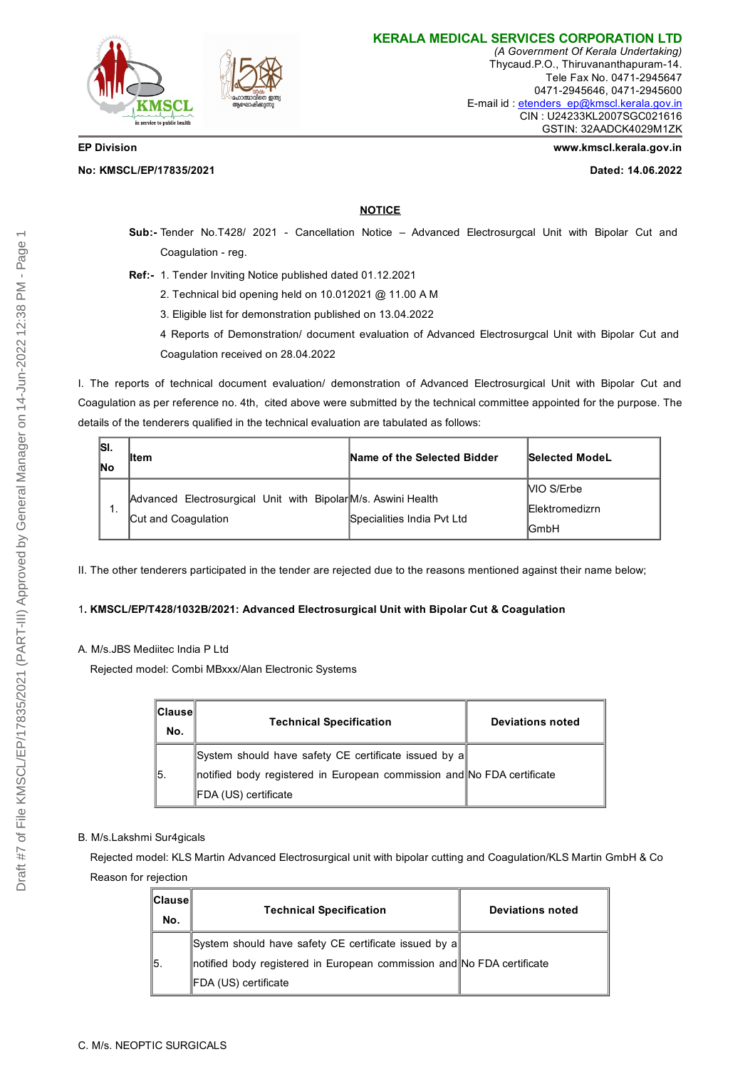## KERALA MEDICAL SERVICES CORPORATION LTD

*(A Government Of Kerala Undertaking)*
Thycaud.P.O., Thiruvananthapuram-14.
Tele Fax No. 0471-2945647
0471-2945646, 0471-2945600
E-mail id : etenders_ep@kmscl.kerala.gov.in
CIN : U24233KL2007SGC021616
GSTIN: 32AADCK4029M1ZK

**EP Division** **www.kmscl.kerala.gov.in**

**No: KMSCL/EP/17835/2021** **Dated: 14.06.2022**

**NOTICE**

**Sub:-** Tender No.T428/ 2021 - Cancellation Notice – Advanced Electrosurgcal Unit with Bipolar Cut and Coagulation - reg.

**Ref:-** 1. Tender Inviting Notice published dated 01.12.2021
2. Technical bid opening held on 10.012021 @ 11.00 A M
3. Eligible list for demonstration published on 13.04.2022
4 Reports of Demonstration/ document evaluation of Advanced Electrosurgcal Unit with Bipolar Cut and Coagulation received on 28.04.2022

I. The reports of technical document evaluation/ demonstration of Advanced Electrosurgical Unit with Bipolar Cut and Coagulation as per reference no. 4th, cited above were submitted by the technical committee appointed for the purpose. The details of the tenderers qualified in the technical evaluation are tabulated as follows:

| Sl. No | Item | Name of the Selected Bidder | Selected ModeL |
|---|---|---|---|
| 1. | Advanced Electrosurgical Unit with Bipolar Cut and Coagulation | M/s. Aswini Health Specialities India Pvt Ltd | VIO S/Erbe Elektromedizrn GmbH |

II. The other tenderers participated in the tender are rejected due to the reasons mentioned against their name below;

1**. KMSCL/EP/T428/1032B/2021: Advanced Electrosurgical Unit with Bipolar Cut & Coagulation**

A. M/s.JBS Mediitec India P Ltd

Rejected model: Combi MBxxx/Alan Electronic Systems

| Clause No. | Technical Specification | Deviations noted |
|---|---|---|
| 5. | System should have safety CE certificate issued by a notified body registered in European commission and FDA (US) certificate | No FDA certificate |

B. M/s.Lakshmi Sur4gicals

Rejected model: KLS Martin Advanced Electrosurgical unit with bipolar cutting and Coagulation/KLS Martin GmbH & Co

Reason for rejection

| Clause No. | Technical Specification | Deviations noted |
|---|---|---|
| 5. | System should have safety CE certificate issued by a notified body registered in European commission and FDA (US) certificate | No FDA certificate |

C. M/s. NEOPTIC SURGICALS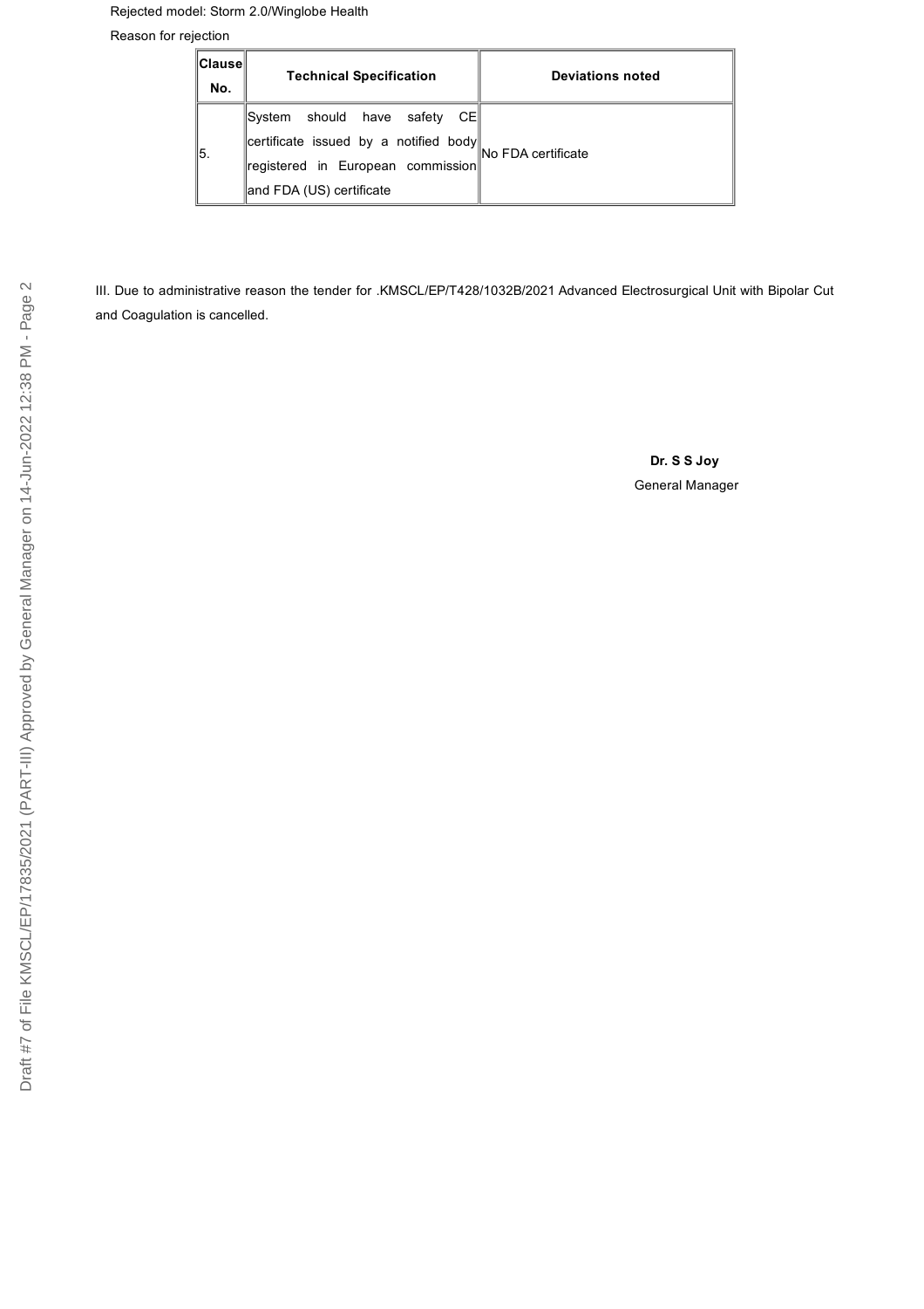Rejected model: Storm 2.0/Winglobe Health

Reason for rejection

| Clause No. | Technical Specification | Deviations noted |
|---|---|---|
| 5. | System should have safety CE certificate issued by a notified body registered in European commission and FDA (US) certificate | No FDA certificate |

III. Due to administrative reason the tender for .KMSCL/EP/T428/1032B/2021 Advanced Electrosurgical Unit with Bipolar Cut and Coagulation is cancelled.

**Dr. S S Joy**

General Manager